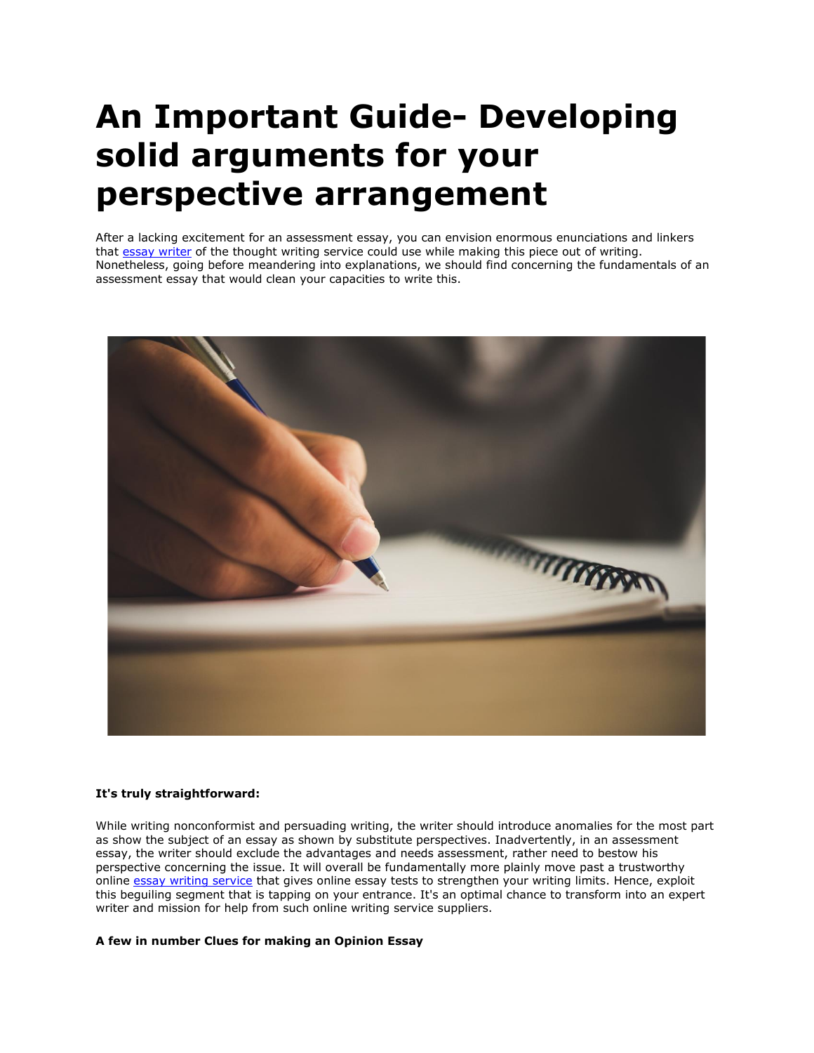# An Important Guide- Developing solid arguments for your perspective arrangement

After a lacking excitement for an assessment essay, you can envision enormous enunciations and linkers that [essay writer]() of the thought writing service could use while making this piece out of writing. Nonetheless, going before meandering into explanations, we should find concerning the fundamentals of an assessment essay that would clean your capacities to write this.

**It's truly straightforward:**

While writing nonconformist and persuading writing, the writer should introduce anomalies for the most part as show the subject of an essay as shown by substitute perspectives. Inadvertently, in an assessment essay, the writer should exclude the advantages and needs assessment, rather need to bestow his perspective concerning the issue. It will overall be fundamentally more plainly move past a trustworthy online [essay writing service]() that gives online essay tests to strengthen your writing limits. Hence, exploit this beguiling segment that is tapping on your entrance. It's an optimal chance to transform into an expert writer and mission for help from such online writing service suppliers.

**A few in number Clues for making an Opinion Essay**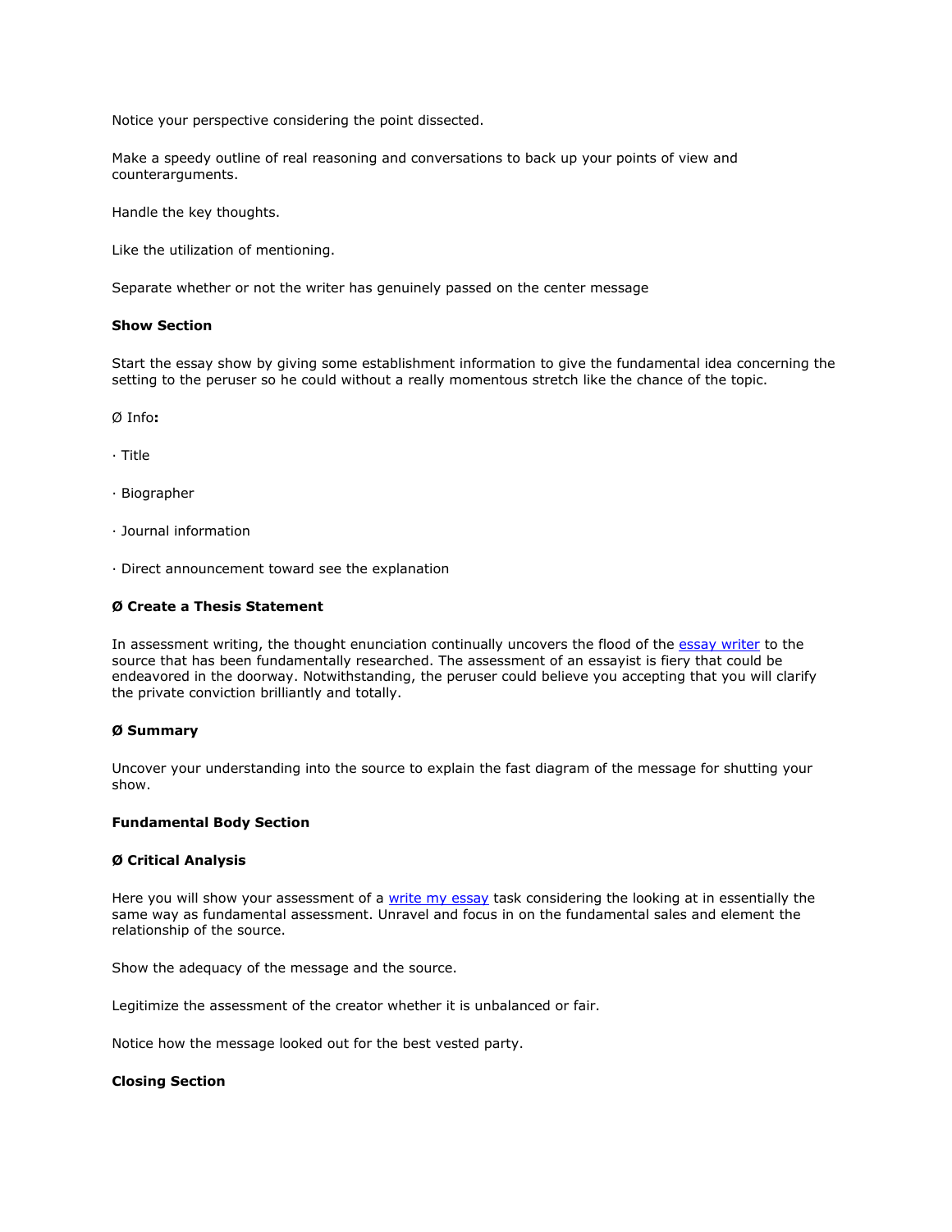Notice your perspective considering the point dissected.

Make a speedy outline of real reasoning and conversations to back up your points of view and counterarguments.

Handle the key thoughts.

Like the utilization of mentioning.

Separate whether or not the writer has genuinely passed on the center message

**Show Section**

Start the essay show by giving some establishment information to give the fundamental idea concerning the setting to the peruser so he could without a really momentous stretch like the chance of the topic.

Ø Info**:**

· Title

· Biographer

· Journal information

· Direct announcement toward see the explanation

**Ø Create a Thesis Statement**

In assessment writing, the thought enunciation continually uncovers the flood of the [essay writer] to the source that has been fundamentally researched. The assessment of an essayist is fiery that could be endeavored in the doorway. Notwithstanding, the peruser could believe you accepting that you will clarify the private conviction brilliantly and totally.

**Ø Summary**

Uncover your understanding into the source to explain the fast diagram of the message for shutting your show.

**Fundamental Body Section**

**Ø Critical Analysis**

Here you will show your assessment of a [write my essay] task considering the looking at in essentially the same way as fundamental assessment. Unravel and focus in on the fundamental sales and element the relationship of the source.

Show the adequacy of the message and the source.

Legitimize the assessment of the creator whether it is unbalanced or fair.

Notice how the message looked out for the best vested party.

**Closing Section**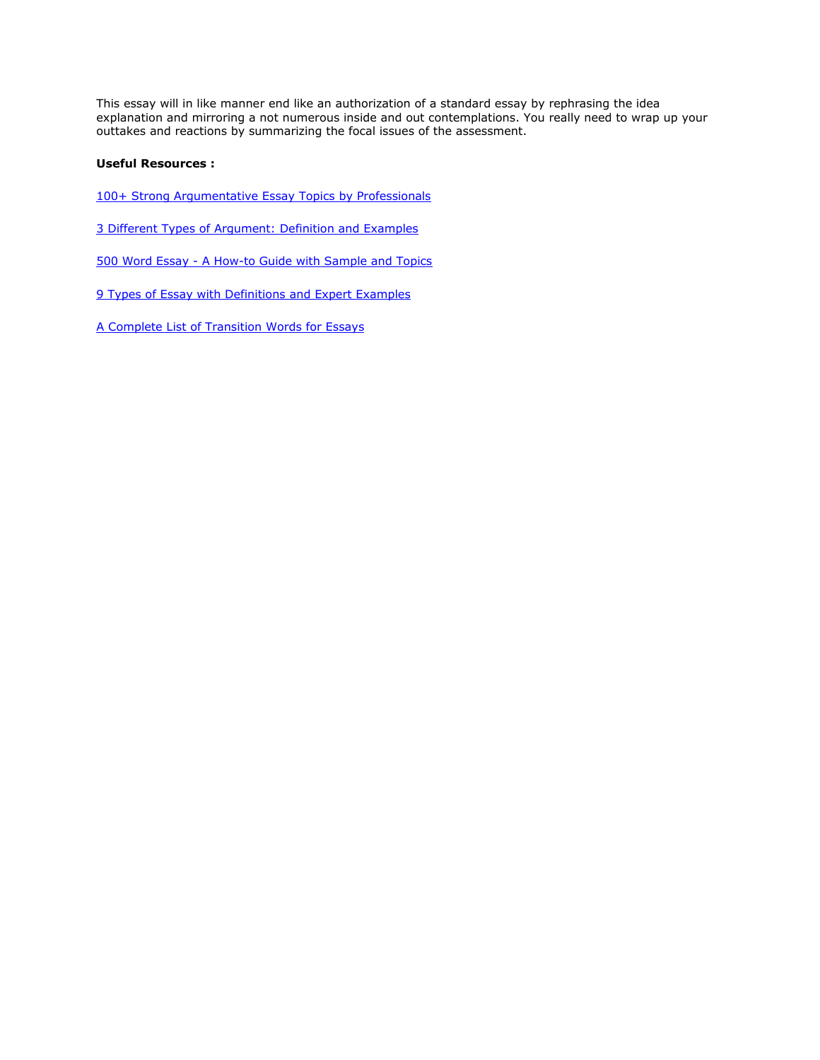This essay will in like manner end like an authorization of a standard essay by rephrasing the idea explanation and mirroring a not numerous inside and out contemplations. You really need to wrap up your outtakes and reactions by summarizing the focal issues of the assessment.

**Useful Resources :**

100+ Strong Argumentative Essay Topics by Professionals

3 Different Types of Argument: Definition and Examples

500 Word Essay - A How-to Guide with Sample and Topics

9 Types of Essay with Definitions and Expert Examples

A Complete List of Transition Words for Essays